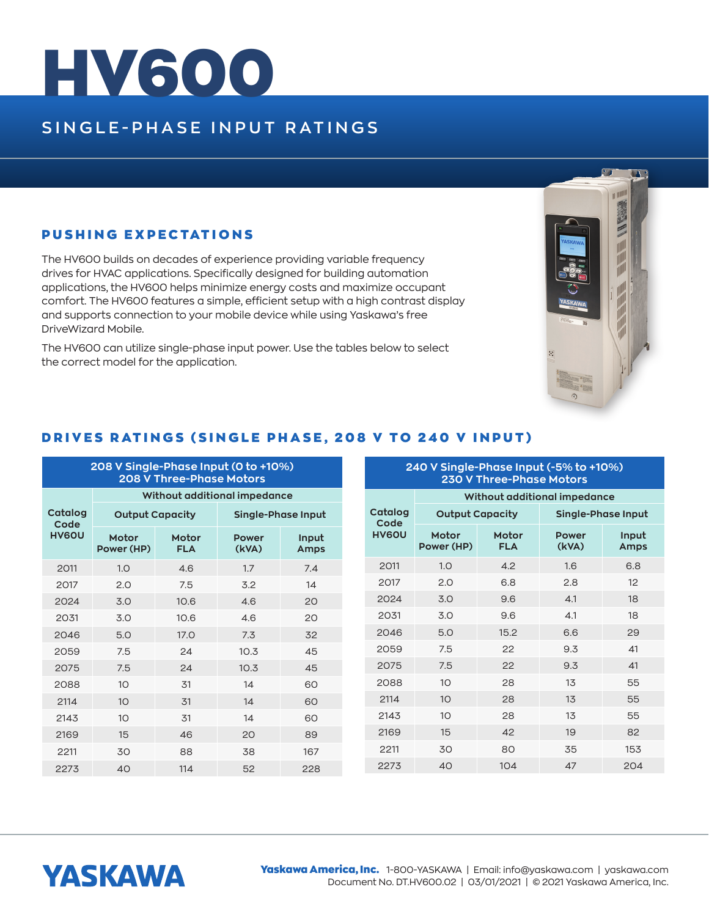# HV600

## SINGLE-PHASE INPUT RATINGS

### PUSHING EXPECTATIONS

The HV600 builds on decades of experience providing variable frequency drives for HVAC applications. Specifically designed for building automation applications, the HV600 helps minimize energy costs and maximize occupant comfort. The HV600 features a simple, efficient setup with a high contrast display and supports connection to your mobile device while using Yaskawa's free DriveWizard Mobile.

The HV600 can utilize single-phase input power. Use the tables below to select the correct model for the application.

### DRIVES RATINGS (SINGLE PHASE, 208 V TO 240 V INPUT)

| 208 V Single-Phase Input (0 to +10%) 208 V Three-Phase Motors | | | | |
|---|---|---|---|---|
| Catalog Code HV60U | Without additional impedance | | | |
| | Output Capacity | | Single-Phase Input | |
| | Motor Power (HP) | Motor FLA | Power (kVA) | Input Amps |
| 2011 | 1.0 | 4.6 | 1.7 | 7.4 |
| 2017 | 2.0 | 7.5 | 3.2 | 14 |
| 2024 | 3.0 | 10.6 | 4.6 | 20 |
| 2031 | 3.0 | 10.6 | 4.6 | 20 |
| 2046 | 5.0 | 17.0 | 7.3 | 32 |
| 2059 | 7.5 | 24 | 10.3 | 45 |
| 2075 | 7.5 | 24 | 10.3 | 45 |
| 2088 | 10 | 31 | 14 | 60 |
| 2114 | 10 | 31 | 14 | 60 |
| 2143 | 10 | 31 | 14 | 60 |
| 2169 | 15 | 46 | 20 | 89 |
| 2211 | 30 | 88 | 38 | 167 |
| 2273 | 40 | 114 | 52 | 228 |

| 240 V Single-Phase Input (-5% to +10%) 230 V Three-Phase Motors | | | | |
|---|---|---|---|---|
| Catalog Code HV60U | Without additional impedance | | | |
| | Output Capacity | | Single-Phase Input | |
| | Motor Power (HP) | Motor FLA | Power (kVA) | Input Amps |
| 2011 | 1.0 | 4.2 | 1.6 | 6.8 |
| 2017 | 2.0 | 6.8 | 2.8 | 12 |
| 2024 | 3.0 | 9.6 | 4.1 | 18 |
| 2031 | 3.0 | 9.6 | 4.1 | 18 |
| 2046 | 5.0 | 15.2 | 6.6 | 29 |
| 2059 | 7.5 | 22 | 9.3 | 41 |
| 2075 | 7.5 | 22 | 9.3 | 41 |
| 2088 | 10 | 28 | 13 | 55 |
| 2114 | 10 | 28 | 13 | 55 |
| 2143 | 10 | 28 | 13 | 55 |
| 2169 | 15 | 42 | 19 | 82 |
| 2211 | 30 | 80 | 35 | 153 |
| 2273 | 40 | 104 | 47 | 204 |

**YASKAWA**

**Yaskawa America, Inc.** 1-800-YASKAWA | Email: info@yaskawa.com | yaskawa.com
Document No. DT.HV600.02 | 03/01/2021 | © 2021 Yaskawa America, Inc.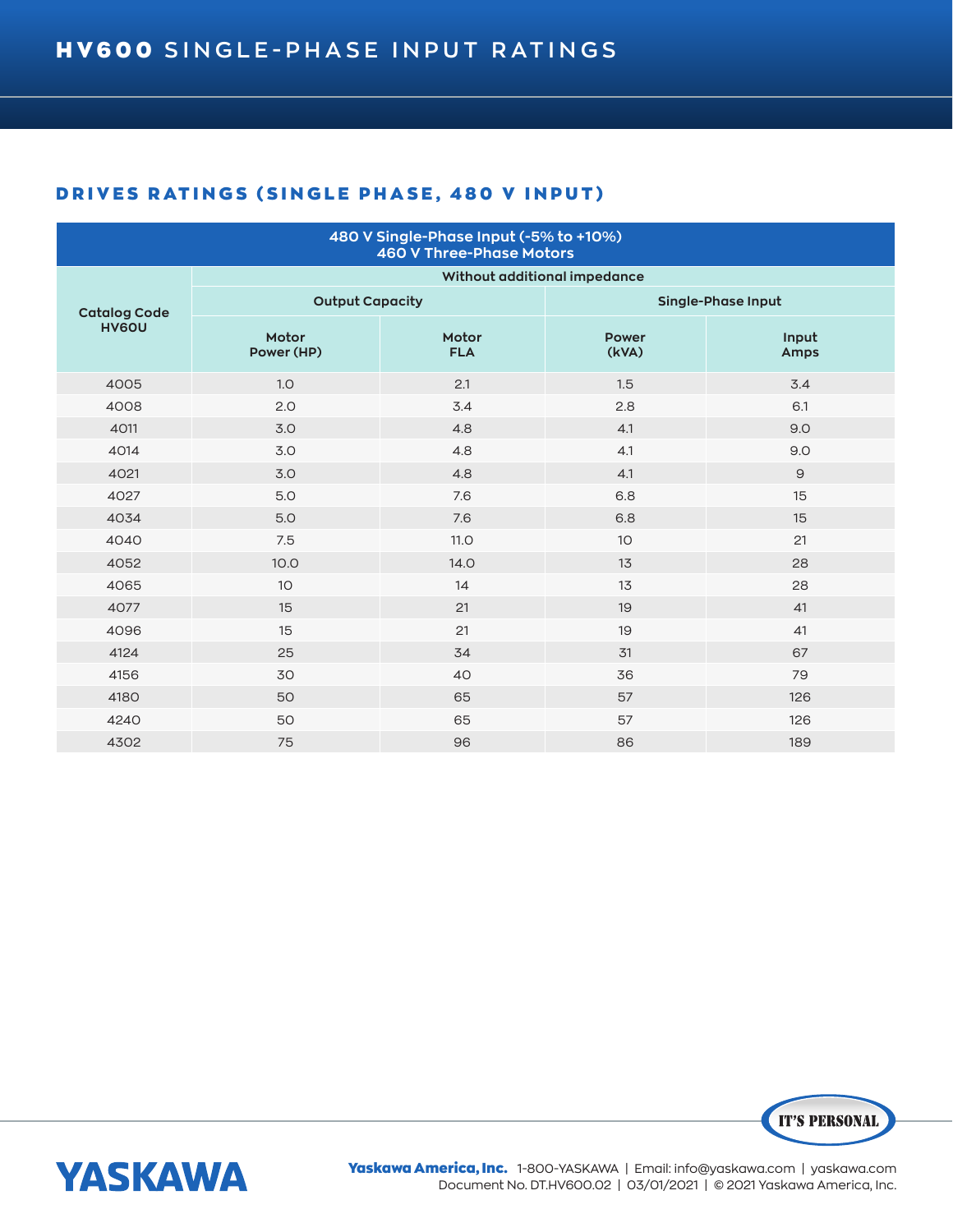# HV600 SINGLE-PHASE INPUT RATINGS

## DRIVES RATINGS (SINGLE PHASE, 480 V INPUT)

| 480 V Single-Phase Input (-5% to +10%) 460 V Three-Phase Motors | | | | |
|---|---|---|---|---|
| Catalog Code HV60U | Without additional impedance | | | |
| | Output Capacity | | Single-Phase Input | |
| | Motor Power (HP) | Motor FLA | Power (kVA) | Input Amps |
| 4005 | 1.0 | 2.1 | 1.5 | 3.4 |
| 4008 | 2.0 | 3.4 | 2.8 | 6.1 |
| 4011 | 3.0 | 4.8 | 4.1 | 9.0 |
| 4014 | 3.0 | 4.8 | 4.1 | 9.0 |
| 4021 | 3.0 | 4.8 | 4.1 | 9 |
| 4027 | 5.0 | 7.6 | 6.8 | 15 |
| 4034 | 5.0 | 7.6 | 6.8 | 15 |
| 4040 | 7.5 | 11.0 | 10 | 21 |
| 4052 | 10.0 | 14.0 | 13 | 28 |
| 4065 | 10 | 14 | 13 | 28 |
| 4077 | 15 | 21 | 19 | 41 |
| 4096 | 15 | 21 | 19 | 41 |
| 4124 | 25 | 34 | 31 | 67 |
| 4156 | 30 | 40 | 36 | 79 |
| 4180 | 50 | 65 | 57 | 126 |
| 4240 | 50 | 65 | 57 | 126 |
| 4302 | 75 | 96 | 86 | 189 |

IT'S PERSONAL

YASKAWA

**Yaskawa America, Inc.** 1-800-YASKAWA | Email: info@yaskawa.com | yaskawa.com
Document No. DT.HV600.02 | 03/01/2021 | © 2021 Yaskawa America, Inc.